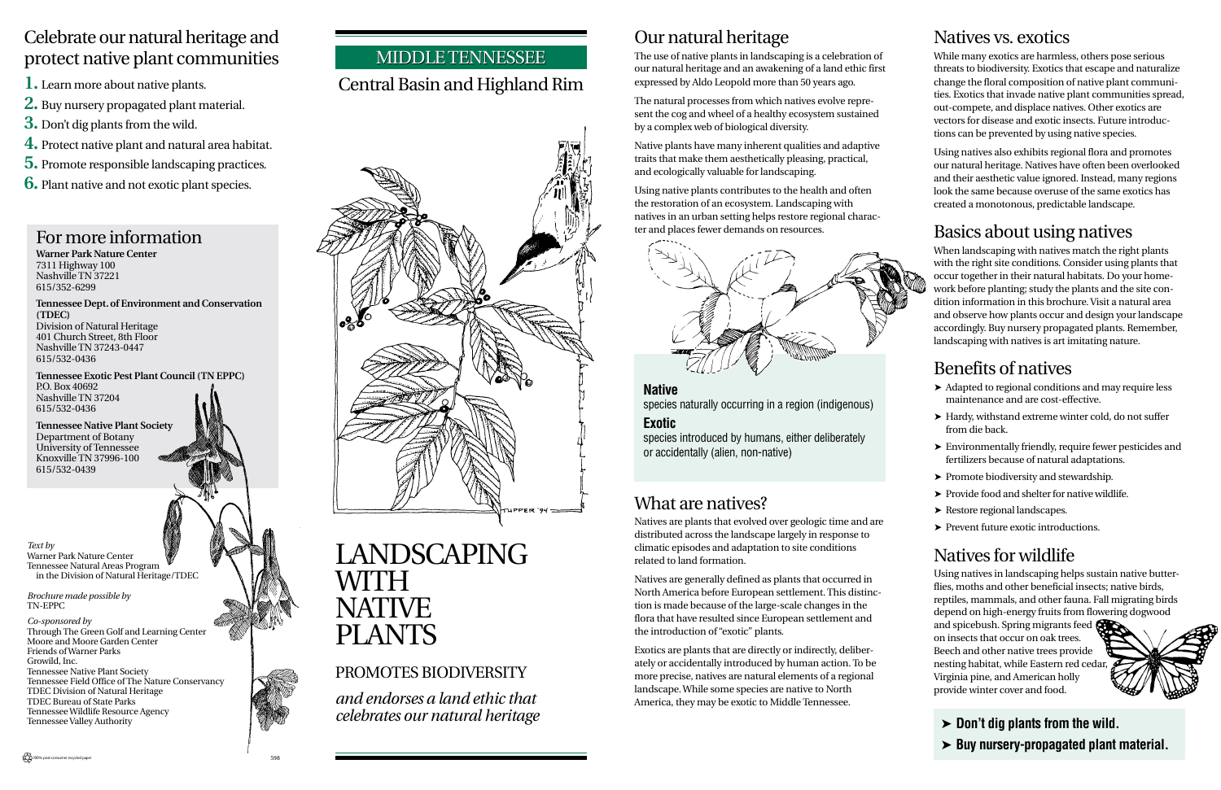## Celebrate our natural heritage and protect native plant communities

1. Learn more about native plants.
2. Buy nursery propagated plant material.
3. Don't dig plants from the wild.
4. Protect native plant and natural area habitat.
5. Promote responsible landscaping practices.
6. Plant native and not exotic plant species.

## For more information

**Warner Park Nature Center**
7311 Highway 100
Nashville TN 37221
615/352-6299

**Tennessee Dept. of Environment and Conservation (TDEC)**
Division of Natural Heritage
401 Church Street, 8th Floor
Nashville TN 37243-0447
615/532-0436

**Tennessee Exotic Pest Plant Council (TN EPPC)**
P.O. Box 40692
Nashville TN 37204
615/532-0436

**Tennessee Native Plant Society**
Department of Botany
University of Tennessee
Knoxville TN 37996-100
615/532-0439

*Text by*
Warner Park Nature Center
Tennessee Natural Areas Program in the Division of Natural Heritage/TDEC

*Brochure made possible by*
TN-EPPC

*Co-sponsored by*
Through The Green Golf and Learning Center
Moore and Moore Garden Center
Friends of Warner Parks
Growild, Inc.
Tennessee Native Plant Society
Tennessee Field Office of The Nature Conservancy
TDEC Division of Natural Heritage
TDEC Bureau of State Parks
Tennessee Wildlife Resource Agency
Tennessee Valley Authority

100% post-consumer recycled paper

## MIDDLE TENNESSEE

### Central Basin and Highland Rim

# LANDSCAPING WITH NATIVE PLANTS

PROMOTES BIODIVERSITY

*and endorses a land ethic that celebrates our natural heritage*

## Our natural heritage

The use of native plants in landscaping is a celebration of our natural heritage and an awakening of a land ethic first expressed by Aldo Leopold more than 50 years ago.

The natural processes from which natives evolve represent the cog and wheel of a healthy ecosystem sustained by a complex web of biological diversity.

Native plants have many inherent qualities and adaptive traits that make them aesthetically pleasing, practical, and ecologically valuable for landscaping.

Using native plants contributes to the health and often the restoration of an ecosystem. Landscaping with natives in an urban setting helps restore regional character and places fewer demands on resources.

**Native**
species naturally occurring in a region (indigenous)

**Exotic**
species introduced by humans, either deliberately or accidentally (alien, non-native)

## What are natives?

Natives are plants that evolved over geologic time and are distributed across the landscape largely in response to climatic episodes and adaptation to site conditions related to land formation.

Natives are generally defined as plants that occurred in North America before European settlement. This distinction is made because of the large-scale changes in the flora that have resulted since European settlement and the introduction of "exotic" plants.

Exotics are plants that are directly or indirectly, deliberately or accidentally introduced by human action. To be more precise, natives are natural elements of a regional landscape. While some species are native to North America, they may be exotic to Middle Tennessee.

## Natives vs. exotics

While many exotics are harmless, others pose serious threats to biodiversity. Exotics that escape and naturalize change the floral composition of native plant communities. Exotics that invade native plant communities spread, out-compete, and displace natives. Other exotics are vectors for disease and exotic insects. Future introductions can be prevented by using native species.

Using natives also exhibits regional flora and promotes our natural heritage. Natives have often been overlooked and their aesthetic value ignored. Instead, many regions look the same because overuse of the same exotics has created a monotonous, predictable landscape.

## Basics about using natives

When landscaping with natives match the right plants with the right site conditions. Consider using plants that occur together in their natural habitats. Do your homework before planting; study the plants and the site condition information in this brochure. Visit a natural area and observe how plants occur and design your landscape accordingly. Buy nursery propagated plants. Remember, landscaping with natives is art imitating nature.

## Benefits of natives

- Adapted to regional conditions and may require less maintenance and are cost-effective.
- Hardy, withstand extreme winter cold, do not suffer from die back.
- Environmentally friendly, require fewer pesticides and fertilizers because of natural adaptations.
- Promote biodiversity and stewardship.
- Provide food and shelter for native wildlife.
- Restore regional landscapes.
- Prevent future exotic introductions.

## Natives for wildlife

Using natives in landscaping helps sustain native butterflies, moths and other beneficial insects; native birds, reptiles, mammals, and other fauna. Fall migrating birds depend on high-energy fruits from flowering dogwood and spicebush. Spring migrants feed on insects that occur on oak trees. Beech and other native trees provide nesting habitat, while Eastern red cedar, Virginia pine, and American holly provide winter cover and food.

- **Don't dig plants from the wild.**
- **Buy nursery-propagated plant material.**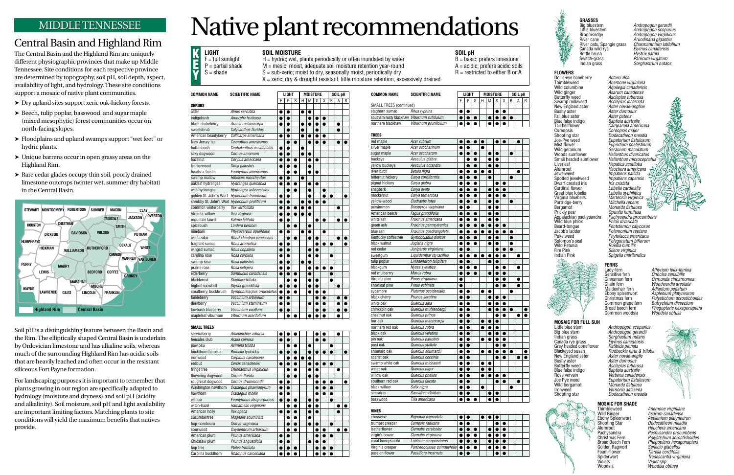## MIDDLE TENNESSEE

## Central Basin and Highland Rim

The Central Basin and the Highland Rim are uniquely different physiographic provinces that make up Middle Tennessee. Site conditions for each respective province are determined by topography, soil pH, soil depth, aspect, availability of light, and hydrology. These site conditions support a mosaic of native plant communities.

- Dry upland sites support xeric oak-hickory forests.
- Beech, tulip poplar, basswood, and sugar maple (mixed mesophytic) forest communities occur on north-facing slopes.
- Floodplains and upland swamps support "wet feet" or hydric plants.
- Unique barrens occur in open grassy areas on the Highland Rim.
- Rare cedar glades occupy thin soil, poorly drained limestone outcrops (winter wet, summer dry habitat) in the Central Basin.

STEWART MONTGOMERY ROBERTSON SUMNER MACON CLAY OVERTON JACKSON TROUSDALE SMITH HOUSTON CHEATHAM DICKSON DAVIDSON WILSON PUTNAM HUMPHREYS HICKMAN WILLIAMSON RUTHERFORD DEKALB CANNON WHITE WARREN VAN BUREN PERRY LEWIS MAURY BEDFORD COFFEE GRUNDY MARSHALL MOORE WAYNE LAWRENCE GILES LINCOLN FRANKLIN

Highland Rim — Central Basin

Soil pH is a distinguishing feature between the Basin and the Rim. The elliptically shaped Central Basin is underlain by Ordovician limestone and has alkaline soils, whereas much of the surrounding Highland Rim has acidic soils that are heavily leached and often occur in the resistant siliceous Fort Payne formation.

For landscaping purposes it is important to remember that plants growing in our region are specifically adapted to hydrology (moisture and dryness) and soil pH (acidity and alkalinity). Soil moisture, soil pH and light availability are important limiting factors. Matching plants to site conditions will yield the maximum benefits that natives provide.

# Native plant recommendations

**KEY**

**LIGHT**
F = full sunlight
P = partial shade
S = shade

**SOIL MOISTURE**
H = hydric; wet, plants periodically or often inundated by water
M = mesic; moist, adequate soil moisture retention year-round
S = sub-xeric; moist to dry, seasonally moist, periodically dry
X = xeric; dry & drought resistant, little moisture retention, excessively drained

**SOIL pH**
B = basic; prefers limestone
A = acidic; prefers acidic soils
R = restricted to either B or A

| COMMON NAME | SCIENTIFIC NAME | LIGHT | | | MOISTURE | | | | SOIL pH | | |
|---|---|---|---|---|---|---|---|---|---|---|---|
| | | F | P | S | H | M | S | X | B | A | R |
| **SHRUBS** | | | | | | | | | | | |
| alder | *Alnus serrulata* | ● | ● | | ● | ● | | | | | |
| indigobush | *Amorpha fruticosa* | ● | ● | | | ● | ● | ● | | | |
| black chokeberry | *Aronia melanocarpa* | ● | ● | | ● | ● | ● | | | ● | |
| sweetshrub | *Calycanthus floridus* | | ● | | ● | | ● | | | ● | |
| American beautyberry | *Callicarpa americana* | ● | ● | | ● | ● | ● | ● | | | |
| New Jersey tea | *Ceanothus americanus* | | ● | ● | | ● | ● | ● | | ● | ● |
| buttonbush | *Cephalanthus occidentalis* | ● | ● | | ● | | | | | | |
| silky dogwood | *Cornus amomum* | ● | ● | | ● | ● | | | | | |
| hazelnut | *Corylus americana* | ● | ● | ● | | ● | ● | | | | |
| leatherwood | *Dirca palustris* | ● | ● | ● | | ● | | | | | |
| hearts-a-bustin | *Euonymus americanus* | | ● | ● | | ● | ● | | | | |
| swamp mallow | *Hibiscus moscheutos* | ● | ● | | ● | | | | | | |
| oakleaf hydrangea | *Hydrangea quercifolia* | ● | ● | | | ● | ● | | | | |
| wild hydrangea | *Hydrangea arborescens* | | ● | ● | | ● | | ● | | | |
| golden St. John's Wort | *Hypericum frondosum* | ● | ● | | | ● | | ● | | | ● |
| shrubby St. John's Wort | *Hypericum prolificum* | ● | ● | | ● | ● | ● | ● | | | |
| common winterberry | *Ilex verticillata* | ● | ● | ● | ● | ● | | | | ● | |
| Virginia-willow | *Itea virginica* | ● | ● | ● | ● | ● | | | | | |
| mountain laurel | *Kalmia latifolia* | ● | ● | | | | ● | ● | | ● | ● |
| spicebush | *Lindera benzoin* | | ● | ● | ● | ● | | | | | |
| ninebark | *Physocarpus opulifolius* | ● | ● | | ● | ● | | ● | | | |
| wild azalea | *Rhododendron canescens* | | ● | ● | | ● | ● | | | ● | ● |
| fragrant sumac | *Rhus aromatica* | ● | ● | | | ● | ● | ● | ● | | |
| winged sumac | *Rhus copallina* | ● | ● | | | | ● | ● | | | |
| carolina rose | *Rosa carolina* | ● | ● | | | ● | ● | | ● | | |
| swamp rose | *Rosa palustris* | ● | ● | | ● | ● | | | | | |
| prairie rose | *Rosa setigera* | ● | ● | | | ● | ● | ● | | | |
| elderberry | *Sambucus canadensis* | ● | ● | ● | | ● | | ● | | | |
| bladdernut | *Staphlea trifolia* | | ● | ● | | ● | ● | | ● | | |
| bigleaf snowbell | *Styrax grandifolia* | ● | ● | ● | | ● | ● | | ● | | |
| coralberry, buckbrush | *Symphoricarpus orbiculatus* | ● | ● | ● | | ● | ● | ● | | | |
| farkleberry | *Vaccinium arboreum* | ● | ● | | | | ● | ● | | ● | ● |
| deerberry | *Vaccinium stamineum* | ● | ● | | | ● | ● | ● | | ● | ● |
| lowbush blueberry | *Vaccinium vacillans* | ● | ● | | | | ● | ● | | ● | ● |
| mapleleaf viburnum | *Viburnum acerifolium* | | ● | ● | | ● | ● | ● | ● | | |
| **SMALL TREES** | | | | | | | | | | | |
| serviceberry | *Amelanchier arborea* | ● | ● | ● | | ● | ● | | ● | | |
| hercules club | *Aralia spinosa* | ● | ● | | | ● | ● | | | | |
| paw paw | *Asimina triloba* | | ● | ● | | ● | | | ● | | |
| buckthorn bumelia | *Bumelia lycioides* | ● | ● | ● | ● | ● | ● | ● | | | ● |
| ironwood | *Carpinus caroliniana* | | ● | ● | ● | ● | | | | | |
| redbud | *Cercis canadensis* | ● | ● | ● | | ● | ● | ● | ● | | |
| fringe tree | *Chionanthus virginicus* | | ● | ● | | ● | ● | | ● | | |
| flowering dogwood | *Cornus florida* | | ● | ● | | ● | ● | | | | |
| roughleaf dogwood | *Cornus drummondii* | ● | ● | | | ● | ● | ● | | | ● |
| Washington hawthorn | *Crataegus phaenopyrum* | ● | ● | | | ● | ● | ● | | | |
| hawthorn | *Crataegus mollis* | ● | ● | | | ● | ● | ● | | | |
| wahoo | *Euonymus atropurpureus* | ● | ● | ● | ● | ● | ● | ● | | | |
| witch-hazel | *Hamamelis virginiana* | | ● | ● | | ● | ● | | | ● | ● |
| American holly | *Ilex opaca* | ● | ● | ● | | ● | ● | | | ● | |
| cucumbertree | *Magnolia acuminata* | | ● | ● | | ● | | | | | |
| hop-hornbeam | *Ostrya virginiana* | | ● | ● | | ● | ● | ● | | | |
| sourwood | *Oxydendrum arboreum* | | ● | ● | | ● | ● | | | ● | ● |
| American plum | *Prunus americana* | ● | ● | | | ● | ● | ● | | | |
| Chicasaw plum | *Prunus angustifolia* | ● | ● | | ● | ● | ● | ● | | | |
| hop tree | *Ptelea trifoliata* | ● | ● | ● | | ● | ● | ● | | | |
| Carolina buckthorn | *Rhamnus caroliniana* | ● | ● | ● | | ● | ● | ● | | | |
| SMALL TREES (continued) | | | | | | | | | | | |
| staghorn sumac | *Rhus typhina* | ● | ● | | | | ● | ● | | | |
| southern rusty blackhaw | *Viburnum rufidulum* | ● | ● | ● | | ● | ● | ● | ● | | |
| northern blackhaw | *Viburnum prunifolium* | ● | ● | ● | | ● | ● | ● | | | |
| **TREES** | | | | | | | | | | | |
| red maple | *Acer rubrum* | ● | ● | ● | ● | | ● | ● | | ● | |
| silver maple | *Acer saccharinum* | ● | ● | | ● | | | | | | |
| sugar maple | *Acer saccharum* | ● | ● | ● | | ● | ● | | | ● | |
| buckeye | *Aesculus glabra* | | ● | ● | | ● | ● | | | | |
| yellow buckeye | *Aesculus octandra* | | ● | ● | | ● | ● | | | | |
| river birch | *Betula nigra* | ● | ● | ● | ● | ● | | | | | ● |
| bitternut hickory | *Carya cordiformis* | ● | ● | ● | | ● | | | ● | | |
| pignut hickory | *Carya glabra* | ● | ● | ● | | | ● | ● | | | |
| shagbark | *Carya ovata* | ● | ● | ● | | ● | ● | ● | | | |
| mockernut | *Carya tomentosa* | ● | ● | ● | | ● | ● | ● | | | |
| yellow-wood | *Cladrastis lutea* | ● | ● | ● | | ● | ● | | ● | | |
| persimmon | *Diospyros virginiana* | ● | ● | | | | ● | ● | | | |
| American beech | *Fagus grandifolia* | ● | ● | ● | | ● | ● | | | | |
| white ash | *Fraxinus americana* | ● | ● | ● | | ● | ● | | | | |
| green ash | *Fraxinus pennsylvanica* | ● | ● | ● | ● | ● | ● | ● | | | |
| blue ash | *Fraxinus quadrangulata* | ● | ● | ● | ● | ● | ● | ● | ● | | |
| Kentucky coffeetree | *Gymnocladus dioicus* | ● | ● | ● | | ● | ● | | ● | | |
| black walnut | *Juglans nigra* | ● | ● | ● | | ● | ● | | ● | | |
| red cedar | *Juniperus virginiana* | ● | ● | | | | ● | ● | ● | | |
| sweetgum | *Liquidambar styraciflua* | ● | ● | ● | ● | ● | ● | ● | | | ● |
| tulip poplar | *Liriodendron tulipifera* | ● | ● | | | ● | ● | | | | |
| blackgum | *Nyssa sylvatica* | ● | ● | ● | | | ● | ● | | | ● |
| red mulberry | *Morus rubra* | ● | ● | ● | | ● | ● | ● | | | |
| Virginia pine | *Pinus virginiana* | ● | | | | | ● | ● | | ● | |
| shortleaf pine | *Pinus echinata* | ● | | | | | ● | ● | | ● | |
| sycamore | *Platanus occidentalis* | ● | ● | | ● | ● | | | ● | | |
| black cherry | *Prunus serotina* | ● | ● | | | ● | ● | ● | | | |
| white oak | *Quercus alba* | ● | ● | | | ● | ● | ● | | | |
| chinkapin oak | *Quercus muhlenbergii* | ● | ● | | | ● | ● | ● | ● | | ● |
| chestnut oak | *Quercus prinus* | ● | ● | | | | ● | ● | | ● | ● |
| bur oak | *Quercus macrocarpa* | ● | ● | ● | ● | ● | ● | | | | |
| northern red oak | *Quercus rubra* | ● | ● | | ● | ● | ● | | | | |
| black oak | *Quercus velutina* | ● | ● | | | ● | ● | ● | | | |
| pin oak | *Quercus palustris* | ● | ● | | ● | ● | ● | ● | | | |
| post oak | *Quercus stellata* | ● | ● | | | | ● | ● | | | |
| shumard oak | *Quercus shumardii* | ● | ● | | ● | ● | ● | ● | ● | | ● |
| scarlet oak | *Quercus coccinia* | ● | ● | | | | ● | ● | | ● | ● |
| swamp white oak | *Quercus michauxii* | ● | ● | | ● | ● | | | | | |
| water oak | *Quercus nigra* | ● | ● | | ● | ● | | | | | |
| willow oak | *Quercus phellos* | ● | ● | | ● | ● | ● | ● | | | |
| southern red oak | *Quercus falcata* | ● | ● | | | | ● | ● | | ● | |
| black willow | *Salix nigra* | ● | ● | | ● | | | | | ● | |
| sassafras | *Sassafras albidum* | ● | ● | | | ● | ● | | | | |
| basswood | *Tilia americana* | ● | ● | ● | | ● | ● | | | | |
| **VINES** | | | | | | | | | | | |
| crossvine | *Bignonia capreolata* | ● | ● | | ● | ● | ● | | | | |
| trumpet creeper | *Campsis radicans* | ● | ● | | | | ● | ● | | | |
| leatherflower | *Clematis versicolor* | ● | ● | ● | | ● | ● | ● | | | |
| virgin's bower | *Clematis virginiana* | ● | ● | ● | | ● | ● | ● | | | |
| coral honeysuckle | *Lonicera sempervirens* | ● | ● | ● | | ● | ● | ● | | | |
| Virginia creeper | *Parthenocissus quinquefolia* | ● | ● | ● | | ● | ● | ● | | | |
| passion flower | *Passiflora incarnata* | ● | ● | | | | ● | ● | | | |

### GRASSES

| | |
|---|---|
| Big bluestem | *Andropogon gerardii* |
| Little bluestem | *Andropogon scoparius* |
| Broomsedge | *Andropogon virginicus* |
| River cane | *Arundinaria gigantea* |
| River oats, Spangle grass | *Chasmanthium latifolium* |
| Canada wild rye | *Elymus canadensis* |
| Bottle brush | *Hystrix patula* |
| Switch-grass | *Panicum virgatum* |
| Indian grass | *Sorghastrum nutans* |

### FLOWERS

| | |
|---|---|
| Doll's-eye baneberry | *Actaea alba* |
| Thimbleweed | *Anemone virginiana* |
| Wild columbine | *Aquilegia canadensis* |
| Wild ginger | *Asarum canadense* |
| Butterfly weed | *Asclepias tuberosa* |
| Swamp milkweed | *Asclepias incarnata* |
| New England aster | *Aster novae-angliae* |
| Bushy aster | *Aster dumosus* |
| Fall blue aster | *Aster patens* |
| Blue false indigo | *Baptisia australis* |
| Tall bellflower | *Campanula americana* |
| Coreopsis | *Coreopsis major* |
| Shooting star | *Dodecatheon meadia* |
| Joe-Pye weed | *Eupatorium fistulosum* |
| Mist flower | *Euportium coelestinum* |
| Wild geranium | *Geranium maculatum* |
| Woods sunflower | *Helianthus divaricatus* |
| Small headed sunflower | *Helianthus microcephalus* |
| Liverleaf | *Hepatica acutiloba* |
| Alumroot | *Heuchera americana* |
| Jewelweed | *Impatiens pallida* |
| Spotted jewelweed | *Impatiens capensis* |
| Dwarf crested iris | *Iris cristata* |
| Cardinal flower | *Lobelia cardinalis* |
| Great blue lobelia | *Lobelia syphilitica* |
| Virginia bluebells | *Mertensia virginica* |
| Partridge-berry | *Mitchella repens* |
| Bergamot | *Monarda fistulosa* |
| Prickly pear | *Opuntia humifusa* |
| Appalachian pachysandra | *Pachysandra procumbens* |
| Wild blue phlox | *Phlox divaricata* |
| Beard-tongue | *Penstemon calycosus* |
| Jacob's ladder | *Polemonium reptans* |
| Poke weed | *Phytolacca americana* |
| Solomon's seal | *Polygonatum biflorum* |
| Wild Petunia | *Ruellia humilis* |
| Fire Pink | *Silene virginica* |
| Indian Pink | *Spigelia marilandica* |

### FERNS

| | |
|---|---|
| Lady-fern | *Athyrium felix-femina* |
| Sensitive fern | *Onoclea sensibilis* |
| Cinnamon fern | *Osmunda cinnamomea* |
| Chain fern | *Woodwardia areolata* |
| Maidenhair fern | *Adiantum pedatum* |
| Ebony spleenwort | *Asplenium platyneuron* |
| Christmas fern | *Polystichum acrostichoides* |
| Common grape fern | *Botrychium dissectum* |
| Broad beech fern | *Phegopteris hexagonaptera* |
| Common woodsia | *Woodsia obtusa* |

### MOSAIC FOR FULL SUN

| | |
|---|---|
| Little blue stem | *Andropogon scoparius* |
| Big blue stem | *Andropogon gerardii* |
| Indian grass | *Sorghastrum nutans* |
| Canada rye grass | *Elymus canadensis* |
| Grey headed coneflower | *Ratibida pinnata* |
| Blackeyed susan | *Rudbeckia hirta & triloba* |
| New England aster | *Aster novae-anglie* |
| Bushy aster | *Aster dumosus* |
| Butterfly weed | *Asclepias tuberosa* |
| Blue false indigo | *Baptisia australis* |
| Rose vervain | *Verbena canadensis* |
| Joe Pye weed | *Eupatorium fistulosum* |
| Wild bergamot | *Monarda fistulosa* |
| Ironweed | *Vernonia altissima* |
| Shooting star | *Dodecatheon meadia* |

### MOSAIC FOR SHADE

| | |
|---|---|
| Thimbleweed | *Anemone virginiana* |
| Wild Ginger | *Asarum canadense* |
| Ebony Spleenwort | *Asplenium platyneuron* |
| Shooting Star | *Dodecatheon meadia* |
| Alumroot | *Heuchera americana* |
| Pachysandra | *Pachysandra procumbens* |
| Christmas Fern | *Polystichum acrostichoides* |
| Broad Beech Fern | *Phegopteris hexagonaptera* |
| Golden Ragwort | *Senecio glabellus* |
| Foam-flower | *Tiarella cordifolia* |
| Spiderwort | *Tradescantia virginiana* |
| Violets | *Violet spp.* |
| Woodsia | *Woodsia obtusa* |